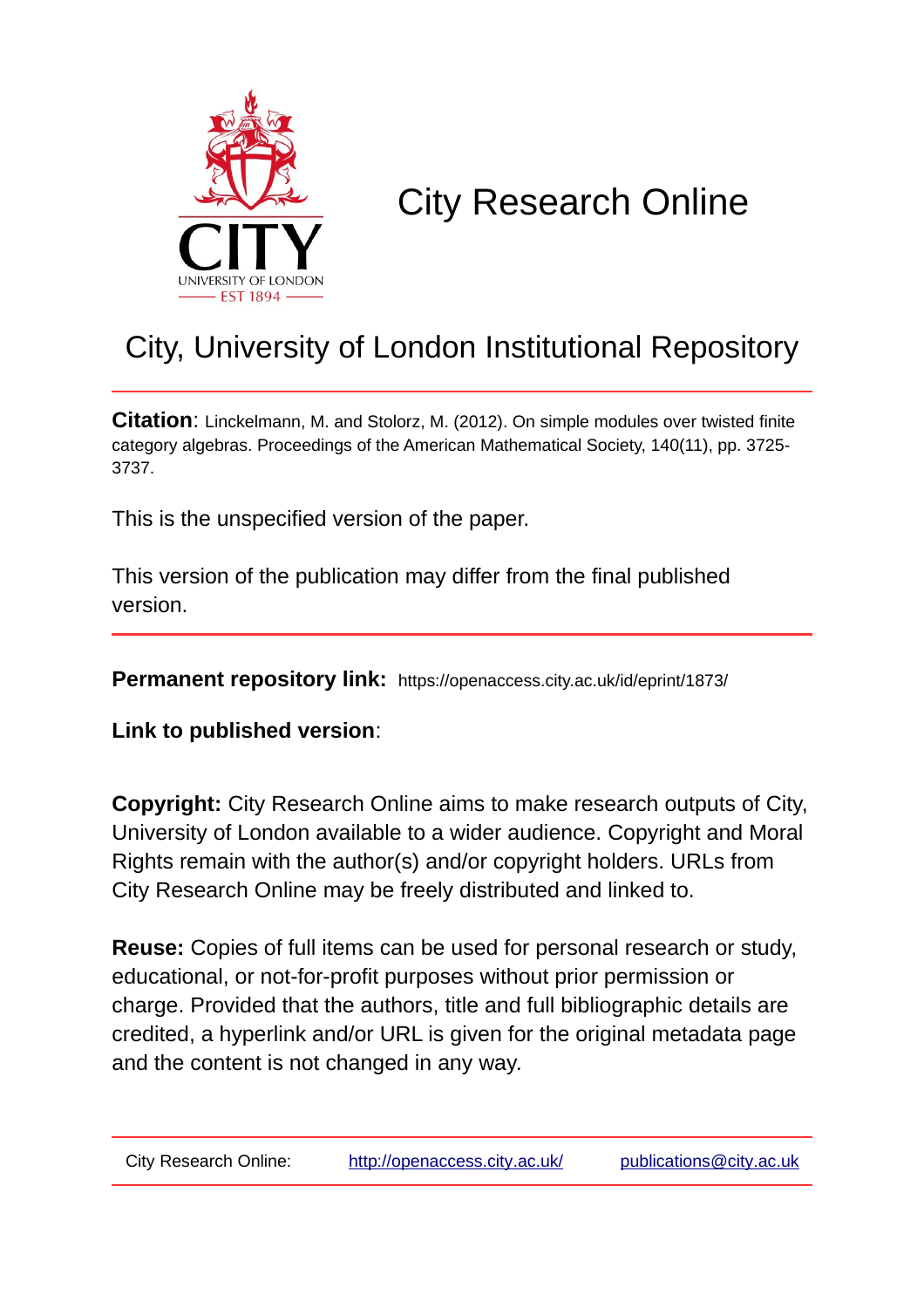# City Research Online

## City, University of London Institutional Repository

**Citation**: Linckelmann, M. and Stolorz, M. (2012). On simple modules over twisted finite category algebras. Proceedings of the American Mathematical Society, 140(11), pp. 3725-3737.

This is the unspecified version of the paper.

This version of the publication may differ from the final published version.

**Permanent repository link:** https://openaccess.city.ac.uk/id/eprint/1873/

**Link to published version**:

**Copyright:** City Research Online aims to make research outputs of City, University of London available to a wider audience. Copyright and Moral Rights remain with the author(s) and/or copyright holders. URLs from City Research Online may be freely distributed and linked to.

**Reuse:** Copies of full items can be used for personal research or study, educational, or not-for-profit purposes without prior permission or charge. Provided that the authors, title and full bibliographic details are credited, a hyperlink and/or URL is given for the original metadata page and the content is not changed in any way.

City Research Online: http://openaccess.city.ac.uk/ publications@city.ac.uk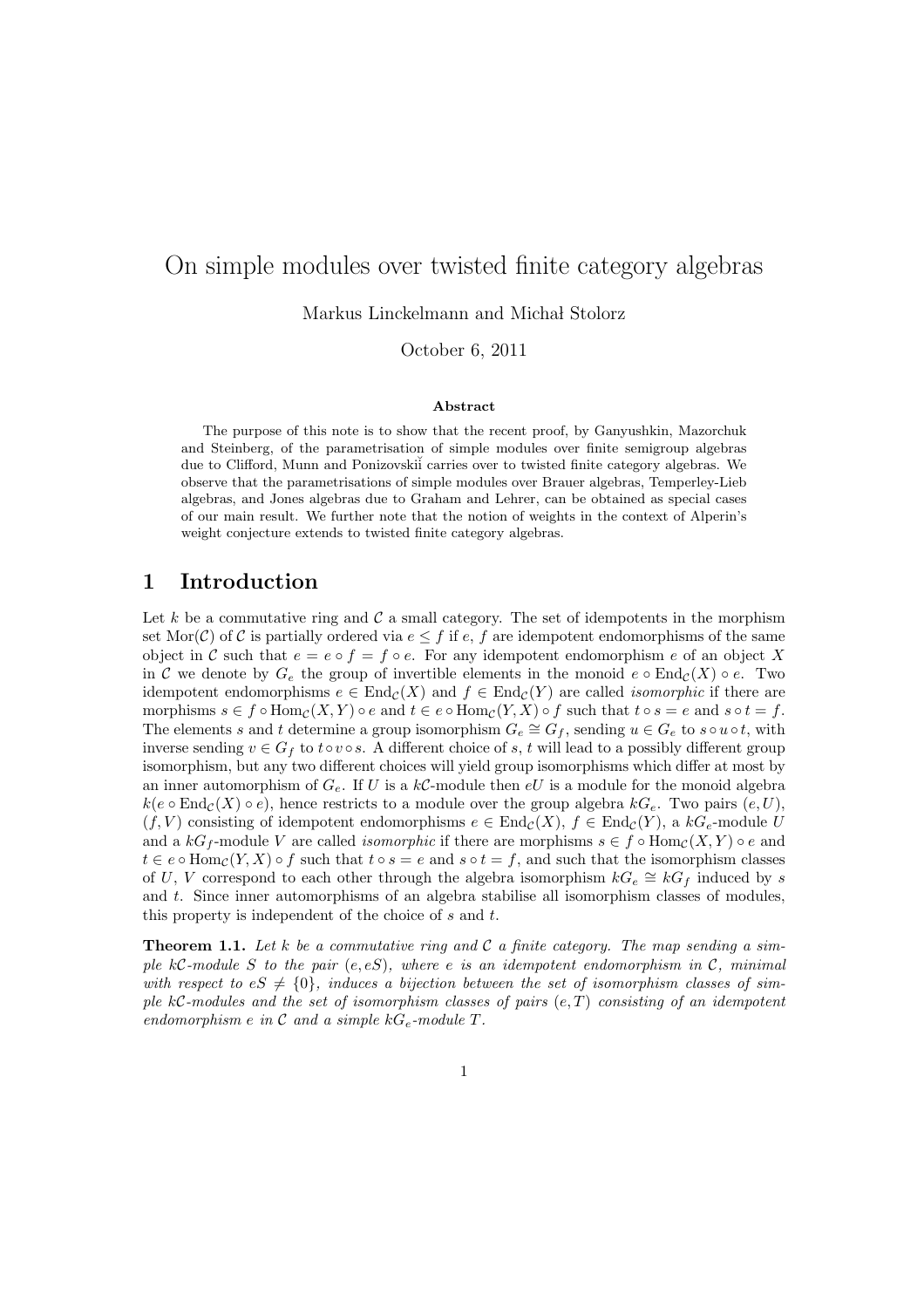# On simple modules over twisted finite category algebras

Markus Linckelmann and Michał Stolorz

October 6, 2011

**Abstract**

The purpose of this note is to show that the recent proof, by Ganyushkin, Mazorchuk and Steinberg, of the parametrisation of simple modules over finite semigroup algebras due to Clifford, Munn and Ponizovskiĭ carries over to twisted finite category algebras. We observe that the parametrisations of simple modules over Brauer algebras, Temperley-Lieb algebras, and Jones algebras due to Graham and Lehrer, can be obtained as special cases of our main result. We further note that the notion of weights in the context of Alperin's weight conjecture extends to twisted finite category algebras.

## 1 Introduction

Let $k$ be a commutative ring and $\mathcal{C}$ a small category. The set of idempotents in the morphism set $\mathrm{Mor}(\mathcal{C})$ of $\mathcal{C}$ is partially ordered via $e \leq f$ if $e$, $f$ are idempotent endomorphisms of the same object in $\mathcal{C}$ such that $e = e \circ f = f \circ e$. For any idempotent endomorphism $e$ of an object $X$ in $\mathcal{C}$ we denote by $G_e$ the group of invertible elements in the monoid $e \circ \mathrm{End}_{\mathcal{C}}(X) \circ e$. Two idempotent endomorphisms $e \in \mathrm{End}_{\mathcal{C}}(X)$ and $f \in \mathrm{End}_{\mathcal{C}}(Y)$ are called *isomorphic* if there are morphisms $s \in f \circ \mathrm{Hom}_{\mathcal{C}}(X,Y) \circ e$ and $t \in e \circ \mathrm{Hom}_{\mathcal{C}}(Y,X) \circ f$ such that $t \circ s = e$ and $s \circ t = f$. The elements $s$ and $t$ determine a group isomorphism $G_e \cong G_f$, sending $u \in G_e$ to $s \circ u \circ t$, with inverse sending $v \in G_f$ to $t \circ v \circ s$. A different choice of $s$, $t$ will lead to a possibly different group isomorphism, but any two different choices will yield group isomorphisms which differ at most by an inner automorphism of $G_e$. If $U$ is a $k\mathcal{C}$-module then $eU$ is a module for the monoid algebra $k(e \circ \mathrm{End}_{\mathcal{C}}(X) \circ e)$, hence restricts to a module over the group algebra $kG_e$. Two pairs $(e, U)$, $(f, V)$ consisting of idempotent endomorphisms $e \in \mathrm{End}_{\mathcal{C}}(X)$, $f \in \mathrm{End}_{\mathcal{C}}(Y)$, a $kG_e$-module $U$ and a $kG_f$-module $V$ are called *isomorphic* if there are morphisms $s \in f \circ \mathrm{Hom}_{\mathcal{C}}(X,Y) \circ e$ and $t \in e \circ \mathrm{Hom}_{\mathcal{C}}(Y,X) \circ f$ such that $t \circ s = e$ and $s \circ t = f$, and such that the isomorphism classes of $U$, $V$ correspond to each other through the algebra isomorphism $kG_e \cong kG_f$ induced by $s$ and $t$. Since inner automorphisms of an algebra stabilise all isomorphism classes of modules, this property is independent of the choice of $s$ and $t$.

**Theorem 1.1.** *Let $k$ be a commutative ring and $\mathcal{C}$ a finite category. The map sending a simple $k\mathcal{C}$-module $S$ to the pair $(e, eS)$, where $e$ is an idempotent endomorphism in $\mathcal{C}$, minimal with respect to $eS \neq \{0\}$, induces a bijection between the set of isomorphism classes of simple $k\mathcal{C}$-modules and the set of isomorphism classes of pairs $(e, T)$ consisting of an idempotent endomorphism $e$ in $\mathcal{C}$ and a simple $kG_e$-module $T$.*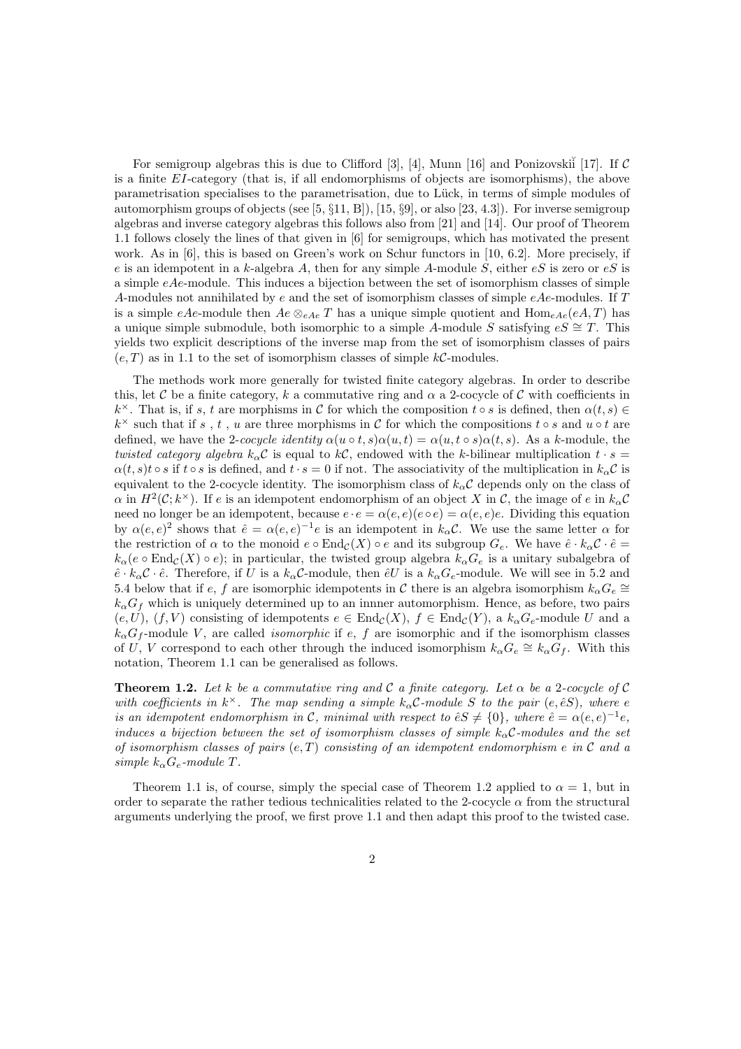For semigroup algebras this is due to Clifford [3], [4], Munn [16] and Ponizovskiĭ [17]. If $\mathcal{C}$ is a finite $EI$-category (that is, if all endomorphisms of objects are isomorphisms), the above parametrisation specialises to the parametrisation, due to Lück, in terms of simple modules of automorphism groups of objects (see [5, §11, B]), [15, §9], or also [23, 4.3]). For inverse semigroup algebras and inverse category algebras this follows also from [21] and [14]. Our proof of Theorem 1.1 follows closely the lines of that given in [6] for semigroups, which has motivated the present work. As in [6], this is based on Green's work on Schur functors in [10, 6.2]. More precisely, if $e$ is an idempotent in a $k$-algebra $A$, then for any simple $A$-module $S$, either $eS$ is zero or $eS$ is a simple $eAe$-module. This induces a bijection between the set of isomorphism classes of simple $A$-modules not annihilated by $e$ and the set of isomorphism classes of simple $eAe$-modules. If $T$ is a simple $eAe$-module then $Ae \otimes_{eAe} T$ has a unique simple quotient and $\mathrm{Hom}_{eAe}(eA, T)$ has a unique simple submodule, both isomorphic to a simple $A$-module $S$ satisfying $eS \cong T$. This yields two explicit descriptions of the inverse map from the set of isomorphism classes of pairs $(e, T)$ as in 1.1 to the set of isomorphism classes of simple $k\mathcal{C}$-modules.

The methods work more generally for twisted finite category algebras. In order to describe this, let $\mathcal{C}$ be a finite category, $k$ a commutative ring and $\alpha$ a 2-cocycle of $\mathcal{C}$ with coefficients in $k^\times$. That is, if $s$, $t$ are morphisms in $\mathcal{C}$ for which the composition $t \circ s$ is defined, then $\alpha(t, s) \in k^\times$ such that if $s$ , $t$ , $u$ are three morphisms in $\mathcal{C}$ for which the compositions $t \circ s$ and $u \circ t$ are defined, we have the *2-cocycle identity* $\alpha(u \circ t, s)\alpha(u, t) = \alpha(u, t \circ s)\alpha(t, s)$. As a $k$-module, the *twisted category algebra* $k_\alpha\mathcal{C}$ is equal to $k\mathcal{C}$, endowed with the $k$-bilinear multiplication $t \cdot s = \alpha(t, s)t \circ s$ if $t \circ s$ is defined, and $t \cdot s = 0$ if not. The associativity of the multiplication in $k_\alpha\mathcal{C}$ is equivalent to the 2-cocycle identity. The isomorphism class of $k_\alpha\mathcal{C}$ depends only on the class of $\alpha$ in $H^2(\mathcal{C}; k^\times)$. If $e$ is an idempotent endomorphism of an object $X$ in $\mathcal{C}$, the image of $e$ in $k_\alpha\mathcal{C}$ need no longer be an idempotent, because $e \cdot e = \alpha(e, e)(e \circ e) = \alpha(e, e)e$. Dividing this equation by $\alpha(e, e)^2$ shows that $\hat{e} = \alpha(e, e)^{-1}e$ is an idempotent in $k_\alpha\mathcal{C}$. We use the same letter $\alpha$ for the restriction of $\alpha$ to the monoid $e \circ \mathrm{End}_\mathcal{C}(X) \circ e$ and its subgroup $G_e$. We have $\hat{e} \cdot k_\alpha\mathcal{C} \cdot \hat{e} = k_\alpha(e \circ \mathrm{End}_\mathcal{C}(X) \circ e)$; in particular, the twisted group algebra $k_\alpha G_e$ is a unitary subalgebra of $\hat{e} \cdot k_\alpha\mathcal{C} \cdot \hat{e}$. Therefore, if $U$ is a $k_\alpha\mathcal{C}$-module, then $\hat{e}U$ is a $k_\alpha G_e$-module. We will see in 5.2 and 5.4 below that if $e$, $f$ are isomorphic idempotents in $\mathcal{C}$ there is an algebra isomorphism $k_\alpha G_e \cong k_\alpha G_f$ which is uniquely determined up to an innner automorphism. Hence, as before, two pairs $(e, U)$, $(f, V)$ consisting of idempotents $e \in \mathrm{End}_\mathcal{C}(X)$, $f \in \mathrm{End}_\mathcal{C}(Y)$, a $k_\alpha G_e$-module $U$ and a $k_\alpha G_f$-module $V$, are called *isomorphic* if $e$, $f$ are isomorphic and if the isomorphism classes of $U$, $V$ correspond to each other through the induced isomorphism $k_\alpha G_e \cong k_\alpha G_f$. With this notation, Theorem 1.1 can be generalised as follows.

**Theorem 1.2.** *Let $k$ be a commutative ring and $\mathcal{C}$ a finite category. Let $\alpha$ be a 2-cocycle of $\mathcal{C}$ with coefficients in $k^\times$. The map sending a simple $k_\alpha\mathcal{C}$-module $S$ to the pair $(e, \hat{e}S)$, where $e$ is an idempotent endomorphism in $\mathcal{C}$, minimal with respect to $\hat{e}S \neq \{0\}$, where $\hat{e} = \alpha(e, e)^{-1}e$, induces a bijection between the set of isomorphism classes of simple $k_\alpha\mathcal{C}$-modules and the set of isomorphism classes of pairs $(e, T)$ consisting of an idempotent endomorphism $e$ in $\mathcal{C}$ and a simple $k_\alpha G_e$-module $T$.*

Theorem 1.1 is, of course, simply the special case of Theorem 1.2 applied to $\alpha = 1$, but in order to separate the rather tedious technicalities related to the 2-cocycle $\alpha$ from the structural arguments underlying the proof, we first prove 1.1 and then adapt this proof to the twisted case.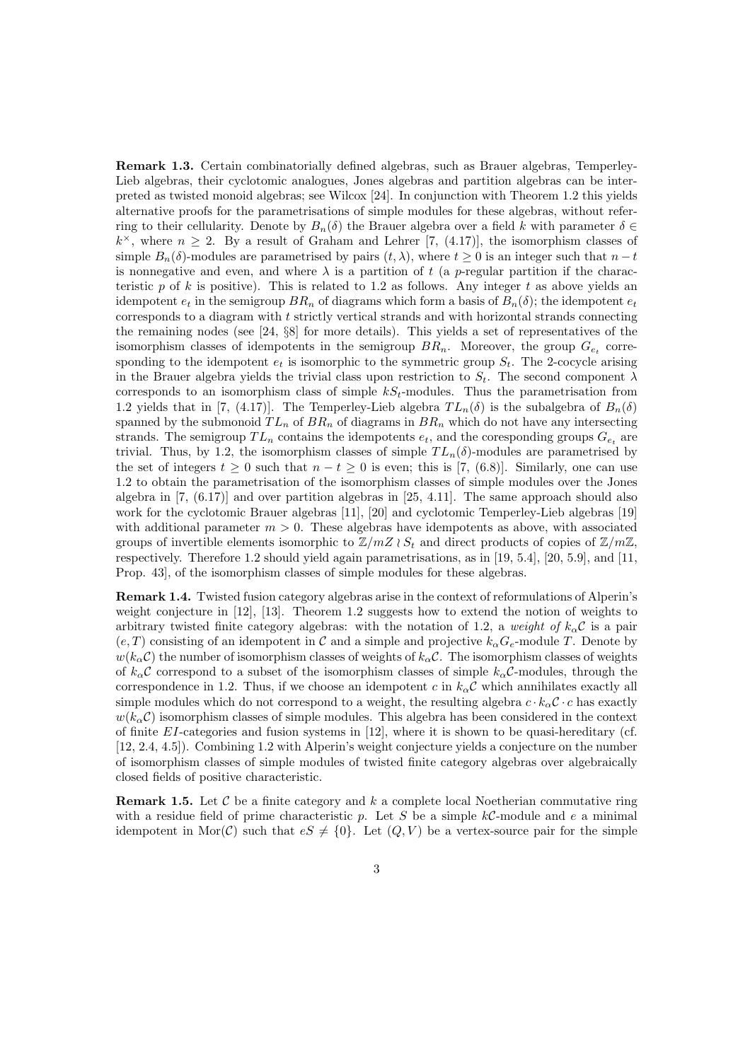**Remark 1.3.** Certain combinatorially defined algebras, such as Brauer algebras, Temperley-Lieb algebras, their cyclotomic analogues, Jones algebras and partition algebras can be interpreted as twisted monoid algebras; see Wilcox [24]. In conjunction with Theorem 1.2 this yields alternative proofs for the parametrisations of simple modules for these algebras, without referring to their cellularity. Denote by $B_n(\delta)$ the Brauer algebra over a field $k$ with parameter $\delta \in k^\times$, where $n \geq 2$. By a result of Graham and Lehrer [7, (4.17)], the isomorphism classes of simple $B_n(\delta)$-modules are parametrised by pairs $(t, \lambda)$, where $t \geq 0$ is an integer such that $n - t$ is nonnegative and even, and where $\lambda$ is a partition of $t$ (a $p$-regular partition if the characteristic $p$ of $k$ is positive). This is related to 1.2 as follows. Any integer $t$ as above yields an idempotent $e_t$ in the semigroup $BR_n$ of diagrams which form a basis of $B_n(\delta)$; the idempotent $e_t$ corresponds to a diagram with $t$ strictly vertical strands and with horizontal strands connecting the remaining nodes (see [24, §8] for more details). This yields a set of representatives of the isomorphism classes of idempotents in the semigroup $BR_n$. Moreover, the group $G_{e_t}$ corresponding to the idempotent $e_t$ is isomorphic to the symmetric group $S_t$. The 2-cocycle arising in the Brauer algebra yields the trivial class upon restriction to $S_t$. The second component $\lambda$ corresponds to an isomorphism class of simple $kS_t$-modules. Thus the parametrisation from 1.2 yields that in [7, (4.17)]. The Temperley-Lieb algebra $TL_n(\delta)$ is the subalgebra of $B_n(\delta)$ spanned by the submonoid $TL_n$ of $BR_n$ of diagrams in $BR_n$ which do not have any intersecting strands. The semigroup $TL_n$ contains the idempotents $e_t$, and the coresponding groups $G_{e_t}$ are trivial. Thus, by 1.2, the isomorphism classes of simple $TL_n(\delta)$-modules are parametrised by the set of integers $t \geq 0$ such that $n - t \geq 0$ is even; this is [7, (6.8)]. Similarly, one can use 1.2 to obtain the parametrisation of the isomorphism classes of simple modules over the Jones algebra in [7, (6.17)] and over partition algebras in [25, 4.11]. The same approach should also work for the cyclotomic Brauer algebras [11], [20] and cyclotomic Temperley-Lieb algebras [19] with additional parameter $m > 0$. These algebras have idempotents as above, with associated groups of invertible elements isomorphic to $\mathbb{Z}/mZ \wr S_t$ and direct products of copies of $\mathbb{Z}/m\mathbb{Z}$, respectively. Therefore 1.2 should yield again parametrisations, as in [19, 5.4], [20, 5.9], and [11, Prop. 43], of the isomorphism classes of simple modules for these algebras.

**Remark 1.4.** Twisted fusion category algebras arise in the context of reformulations of Alperin's weight conjecture in [12], [13]. Theorem 1.2 suggests how to extend the notion of weights to arbitrary twisted finite category algebras: with the notation of 1.2, a *weight of* $k_\alpha\mathcal{C}$ is a pair $(e, T)$ consisting of an idempotent in $\mathcal{C}$ and a simple and projective $k_\alpha G_e$-module $T$. Denote by $w(k_\alpha\mathcal{C})$ the number of isomorphism classes of weights of $k_\alpha\mathcal{C}$. The isomorphism classes of weights of $k_\alpha\mathcal{C}$ correspond to a subset of the isomorphism classes of simple $k_\alpha\mathcal{C}$-modules, through the correspondence in 1.2. Thus, if we choose an idempotent $c$ in $k_\alpha\mathcal{C}$ which annihilates exactly all simple modules which do not correspond to a weight, the resulting algebra $c \cdot k_\alpha\mathcal{C} \cdot c$ has exactly $w(k_\alpha\mathcal{C})$ isomorphism classes of simple modules. This algebra has been considered in the context of finite $EI$-categories and fusion systems in [12], where it is shown to be quasi-hereditary (cf. [12, 2.4, 4.5]). Combining 1.2 with Alperin's weight conjecture yields a conjecture on the number of isomorphism classes of simple modules of twisted finite category algebras over algebraically closed fields of positive characteristic.

**Remark 1.5.** Let $\mathcal{C}$ be a finite category and $k$ a complete local Noetherian commutative ring with a residue field of prime characteristic $p$. Let $S$ be a simple $k\mathcal{C}$-module and $e$ a minimal idempotent in $\mathrm{Mor}(\mathcal{C})$ such that $eS \neq \{0\}$. Let $(Q, V)$ be a vertex-source pair for the simple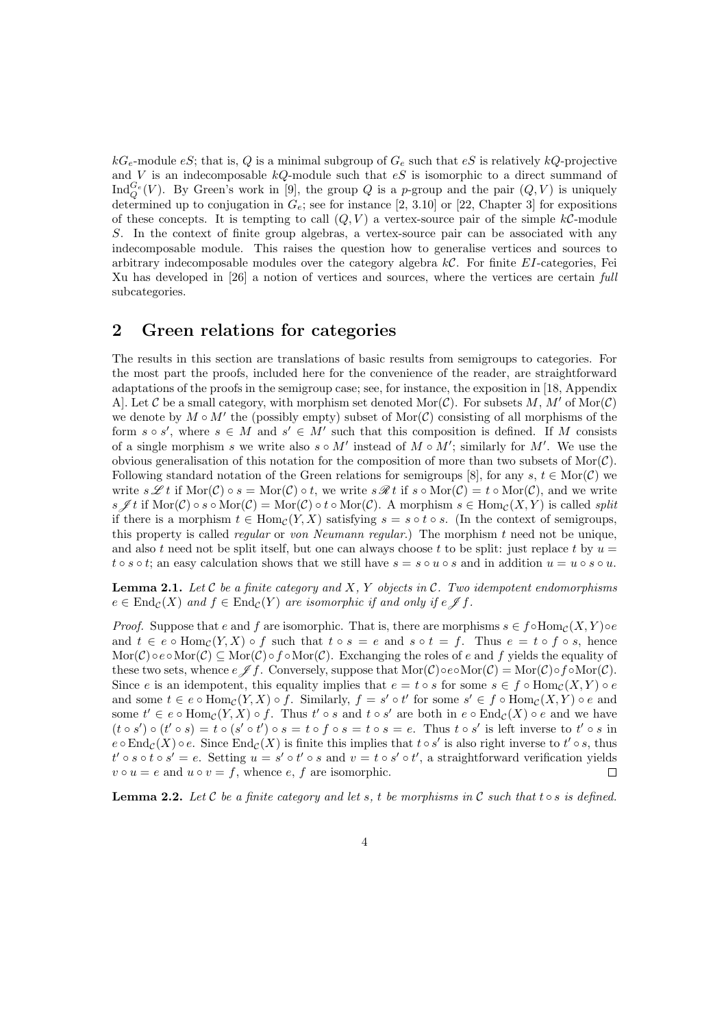$kG_e$-module $eS$; that is, $Q$ is a minimal subgroup of $G_e$ such that $eS$ is relatively $kQ$-projective and $V$ is an indecomposable $kQ$-module such that $eS$ is isomorphic to a direct summand of $\mathrm{Ind}_Q^{G_e}(V)$. By Green's work in [9], the group $Q$ is a $p$-group and the pair $(Q, V)$ is uniquely determined up to conjugation in $G_e$; see for instance [2, 3.10] or [22, Chapter 3] for expositions of these concepts. It is tempting to call $(Q, V)$ a vertex-source pair of the simple $k\mathcal{C}$-module $S$. In the context of finite group algebras, a vertex-source pair can be associated with any indecomposable module. This raises the question how to generalise vertices and sources to arbitrary indecomposable modules over the category algebra $k\mathcal{C}$. For finite $EI$-categories, Fei Xu has developed in [26] a notion of vertices and sources, where the vertices are certain *full* subcategories.

## 2 Green relations for categories

The results in this section are translations of basic results from semigroups to categories. For the most part the proofs, included here for the convenience of the reader, are straightforward adaptations of the proofs in the semigroup case; see, for instance, the exposition in [18, Appendix A]. Let $\mathcal{C}$ be a small category, with morphism set denoted $\mathrm{Mor}(\mathcal{C})$. For subsets $M$, $M'$ of $\mathrm{Mor}(\mathcal{C})$ we denote by $M \circ M'$ the (possibly empty) subset of $\mathrm{Mor}(\mathcal{C})$ consisting of all morphisms of the form $s \circ s'$, where $s \in M$ and $s' \in M'$ such that this composition is defined. If $M$ consists of a single morphism $s$ we write also $s \circ M'$ instead of $M \circ M'$; similarly for $M'$. We use the obvious generalisation of this notation for the composition of more than two subsets of $\mathrm{Mor}(\mathcal{C})$. Following standard notation of the Green relations for semigroups [8], for any $s$, $t \in \mathrm{Mor}(\mathcal{C})$ we write $s \mathscr{L} t$ if $\mathrm{Mor}(\mathcal{C}) \circ s = \mathrm{Mor}(\mathcal{C}) \circ t$, we write $s \mathscr{R} t$ if $s \circ \mathrm{Mor}(\mathcal{C}) = t \circ \mathrm{Mor}(\mathcal{C})$, and we write $s \mathscr{J} t$ if $\mathrm{Mor}(\mathcal{C}) \circ s \circ \mathrm{Mor}(\mathcal{C}) = \mathrm{Mor}(\mathcal{C}) \circ t \circ \mathrm{Mor}(\mathcal{C})$. A morphism $s \in \mathrm{Hom}_{\mathcal{C}}(X, Y)$ is called *split* if there is a morphism $t \in \mathrm{Hom}_{\mathcal{C}}(Y, X)$ satisfying $s = s \circ t \circ s$. (In the context of semigroups, this property is called *regular* or *von Neumann regular*.) The morphism $t$ need not be unique, and also $t$ need not be split itself, but one can always choose $t$ to be split: just replace $t$ by $u = t \circ s \circ t$; an easy calculation shows that we still have $s = s \circ u \circ s$ and in addition $u = u \circ s \circ u$.

**Lemma 2.1.** *Let $\mathcal{C}$ be a finite category and $X$, $Y$ objects in $\mathcal{C}$. Two idempotent endomorphisms $e \in \mathrm{End}_{\mathcal{C}}(X)$ and $f \in \mathrm{End}_{\mathcal{C}}(Y)$ are isomorphic if and only if $e \mathscr{J} f$.*

*Proof.* Suppose that $e$ and $f$ are isomorphic. That is, there are morphisms $s \in f \circ \mathrm{Hom}_{\mathcal{C}}(X, Y) \circ e$ and $t \in e \circ \mathrm{Hom}_{\mathcal{C}}(Y, X) \circ f$ such that $t \circ s = e$ and $s \circ t = f$. Thus $e = t \circ f \circ s$, hence $\mathrm{Mor}(\mathcal{C}) \circ e \circ \mathrm{Mor}(\mathcal{C}) \subseteq \mathrm{Mor}(\mathcal{C}) \circ f \circ \mathrm{Mor}(\mathcal{C})$. Exchanging the roles of $e$ and $f$ yields the equality of these two sets, whence $e \mathscr{J} f$. Conversely, suppose that $\mathrm{Mor}(\mathcal{C}) \circ e \circ \mathrm{Mor}(\mathcal{C}) = \mathrm{Mor}(\mathcal{C}) \circ f \circ \mathrm{Mor}(\mathcal{C})$. Since $e$ is an idempotent, this equality implies that $e = t \circ s$ for some $s \in f \circ \mathrm{Hom}_{\mathcal{C}}(X, Y) \circ e$ and some $t \in e \circ \mathrm{Hom}_{\mathcal{C}}(Y, X) \circ f$. Similarly, $f = s' \circ t'$ for some $s' \in f \circ \mathrm{Hom}_{\mathcal{C}}(X, Y) \circ e$ and some $t' \in e \circ \mathrm{Hom}_{\mathcal{C}}(Y, X) \circ f$. Thus $t' \circ s$ and $t \circ s'$ are both in $e \circ \mathrm{End}_{\mathcal{C}}(X) \circ e$ and we have $(t \circ s') \circ (t' \circ s) = t \circ (s' \circ t') \circ s = t \circ f \circ s = t \circ s = e$. Thus $t \circ s'$ is left inverse to $t' \circ s$ in $e \circ \mathrm{End}_{\mathcal{C}}(X) \circ e$. Since $\mathrm{End}_{\mathcal{C}}(X)$ is finite this implies that $t \circ s'$ is also right inverse to $t' \circ s$, thus $t' \circ s \circ t \circ s' = e$. Setting $u = s' \circ t' \circ s$ and $v = t \circ s' \circ t'$, a straightforward verification yields $v \circ u = e$ and $u \circ v = f$, whence $e$, $f$ are isomorphic. $\square$

**Lemma 2.2.** *Let $\mathcal{C}$ be a finite category and let $s$, $t$ be morphisms in $\mathcal{C}$ such that $t \circ s$ is defined.*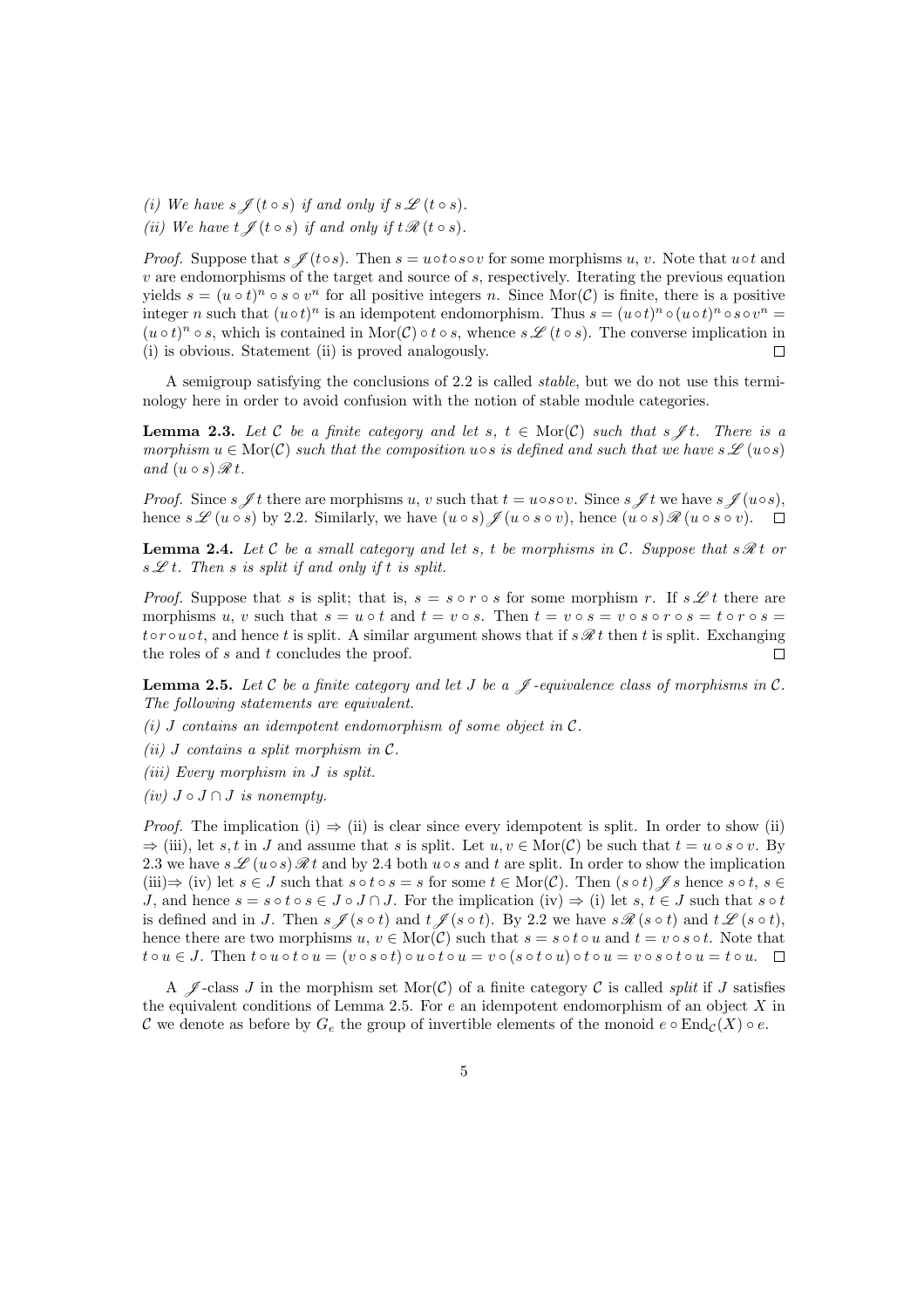*(i) We have $s \mathscr{J} (t \circ s)$ if and only if $s \mathscr{L} (t \circ s)$.*

*(ii) We have $t \mathscr{J} (t \circ s)$ if and only if $t \mathscr{R} (t \circ s)$.*

*Proof.* Suppose that $s \mathscr{J} (t \circ s)$. Then $s = u \circ t \circ s \circ v$ for some morphisms $u$, $v$. Note that $u \circ t$ and $v$ are endomorphisms of the target and source of $s$, respectively. Iterating the previous equation yields $s = (u \circ t)^n \circ s \circ v^n$ for all positive integers $n$. Since $\mathrm{Mor}(\mathcal{C})$ is finite, there is a positive integer $n$ such that $(u \circ t)^n$ is an idempotent endomorphism. Thus $s = (u \circ t)^n \circ (u \circ t)^n \circ s \circ v^n = (u \circ t)^n \circ s$, which is contained in $\mathrm{Mor}(\mathcal{C}) \circ t \circ s$, whence $s \mathscr{L} (t \circ s)$. The converse implication in (i) is obvious. Statement (ii) is proved analogously. $\square$

A semigroup satisfying the conclusions of 2.2 is called *stable*, but we do not use this terminology here in order to avoid confusion with the notion of stable module categories.

**Lemma 2.3.** *Let $\mathcal{C}$ be a finite category and let $s$, $t \in \mathrm{Mor}(\mathcal{C})$ such that $s \mathscr{J} t$. There is a morphism $u \in \mathrm{Mor}(\mathcal{C})$ such that the composition $u \circ s$ is defined and such that we have $s \mathscr{L} (u \circ s)$ and $(u \circ s) \mathscr{R} t$.*

*Proof.* Since $s \mathscr{J} t$ there are morphisms $u$, $v$ such that $t = u \circ s \circ v$. Since $s \mathscr{J} t$ we have $s \mathscr{J} (u \circ s)$, hence $s \mathscr{L} (u \circ s)$ by 2.2. Similarly, we have $(u \circ s) \mathscr{J} (u \circ s \circ v)$, hence $(u \circ s) \mathscr{R} (u \circ s \circ v)$. $\square$

**Lemma 2.4.** *Let $\mathcal{C}$ be a small category and let $s$, $t$ be morphisms in $\mathcal{C}$. Suppose that $s \mathscr{R} t$ or $s \mathscr{L} t$. Then $s$ is split if and only if $t$ is split.*

*Proof.* Suppose that $s$ is split; that is, $s = s \circ r \circ s$ for some morphism $r$. If $s \mathscr{L} t$ there are morphisms $u$, $v$ such that $s = u \circ t$ and $t = v \circ s$. Then $t = v \circ s = v \circ s \circ r \circ s = t \circ r \circ s = t \circ r \circ u \circ t$, and hence $t$ is split. A similar argument shows that if $s \mathscr{R} t$ then $t$ is split. Exchanging the roles of $s$ and $t$ concludes the proof. $\square$

**Lemma 2.5.** *Let $\mathcal{C}$ be a finite category and let $J$ be a $\mathscr{J}$-equivalence class of morphisms in $\mathcal{C}$. The following statements are equivalent.*

*(i) $J$ contains an idempotent endomorphism of some object in $\mathcal{C}$.*

*(ii) $J$ contains a split morphism in $\mathcal{C}$.*

*(iii) Every morphism in $J$ is split.*

*(iv) $J \circ J \cap J$ is nonempty.*

*Proof.* The implication (i) $\Rightarrow$ (ii) is clear since every idempotent is split. In order to show (ii) $\Rightarrow$ (iii), let $s, t$ in $J$ and assume that $s$ is split. Let $u, v \in \mathrm{Mor}(\mathcal{C})$ be such that $t = u \circ s \circ v$. By 2.3 we have $s \mathscr{L} (u \circ s) \mathscr{R} t$ and by 2.4 both $u \circ s$ and $t$ are split. In order to show the implication (iii)$\Rightarrow$ (iv) let $s \in J$ such that $s \circ t \circ s = s$ for some $t \in \mathrm{Mor}(\mathcal{C})$. Then $(s \circ t) \mathscr{J} s$ hence $s \circ t$, $s \in J$, and hence $s = s \circ t \circ s \in J \circ J \cap J$. For the implication (iv) $\Rightarrow$ (i) let $s$, $t \in J$ such that $s \circ t$ is defined and in $J$. Then $s \mathscr{J} (s \circ t)$ and $t \mathscr{J} (s \circ t)$. By 2.2 we have $s \mathscr{R} (s \circ t)$ and $t \mathscr{L} (s \circ t)$, hence there are two morphisms $u$, $v \in \mathrm{Mor}(\mathcal{C})$ such that $s = s \circ t \circ u$ and $t = v \circ s \circ t$. Note that $t \circ u \in J$. Then $t \circ u \circ t \circ u = (v \circ s \circ t) \circ u \circ t \circ u = v \circ (s \circ t \circ u) \circ t \circ u = v \circ s \circ t \circ u = t \circ u$. $\square$

A $\mathscr{J}$-class $J$ in the morphism set $\mathrm{Mor}(\mathcal{C})$ of a finite category $\mathcal{C}$ is called *split* if $J$ satisfies the equivalent conditions of Lemma 2.5. For $e$ an idempotent endomorphism of an object $X$ in $\mathcal{C}$ we denote as before by $G_e$ the group of invertible elements of the monoid $e \circ \mathrm{End}_{\mathcal{C}}(X) \circ e$.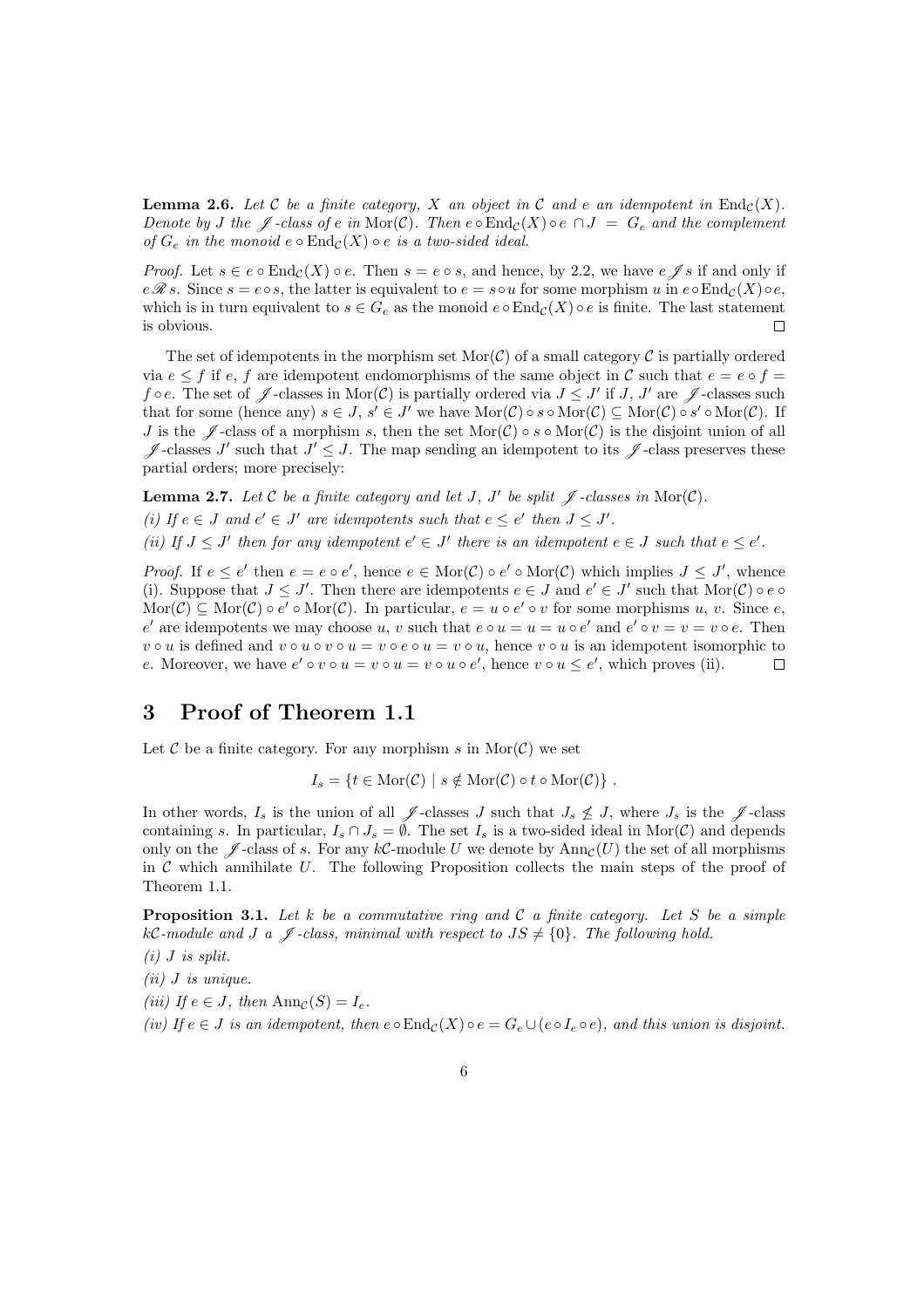**Lemma 2.6.** *Let $\mathcal{C}$ be a finite category, $X$ an object in $\mathcal{C}$ and $e$ an idempotent in $\mathrm{End}_{\mathcal{C}}(X)$. Denote by $J$ the $\mathscr{J}$-class of $e$ in $\mathrm{Mor}(\mathcal{C})$. Then $e \circ \mathrm{End}_{\mathcal{C}}(X) \circ e \, \cap J \;=\; G_e$ and the complement of $G_e$ in the monoid $e \circ \mathrm{End}_{\mathcal{C}}(X) \circ e$ is a two-sided ideal.*

*Proof.* Let $s \in e \circ \mathrm{End}_{\mathcal{C}}(X) \circ e$. Then $s = e \circ s$, and hence, by 2.2, we have $e \mathscr{J} s$ if and only if $e \mathscr{R} s$. Since $s = e \circ s$, the latter is equivalent to $e = s \circ u$ for some morphism $u$ in $e \circ \mathrm{End}_{\mathcal{C}}(X) \circ e$, which is in turn equivalent to $s \in G_e$ as the monoid $e \circ \mathrm{End}_{\mathcal{C}}(X) \circ e$ is finite. The last statement is obvious. $\square$

The set of idempotents in the morphism set $\mathrm{Mor}(\mathcal{C})$ of a small category $\mathcal{C}$ is partially ordered via $e \leq f$ if $e$, $f$ are idempotent endomorphisms of the same object in $\mathcal{C}$ such that $e = e \circ f = f \circ e$. The set of $\mathscr{J}$-classes in $\mathrm{Mor}(\mathcal{C})$ is partially ordered via $J \leq J'$ if $J$, $J'$ are $\mathscr{J}$-classes such that for some (hence any) $s \in J$, $s' \in J'$ we have $\mathrm{Mor}(\mathcal{C}) \circ s \circ \mathrm{Mor}(\mathcal{C}) \subseteq \mathrm{Mor}(\mathcal{C}) \circ s' \circ \mathrm{Mor}(\mathcal{C})$. If $J$ is the $\mathscr{J}$-class of a morphism $s$, then the set $\mathrm{Mor}(\mathcal{C}) \circ s \circ \mathrm{Mor}(\mathcal{C})$ is the disjoint union of all $\mathscr{J}$-classes $J'$ such that $J' \leq J$. The map sending an idempotent to its $\mathscr{J}$-class preserves these partial orders; more precisely:

**Lemma 2.7.** *Let $\mathcal{C}$ be a finite category and let $J$, $J'$ be split $\mathscr{J}$-classes in $\mathrm{Mor}(\mathcal{C})$.*

*(i) If $e \in J$ and $e' \in J'$ are idempotents such that $e \leq e'$ then $J \leq J'$.*

*(ii) If $J \leq J'$ then for any idempotent $e' \in J'$ there is an idempotent $e \in J$ such that $e \leq e'$.*

*Proof.* If $e \leq e'$ then $e = e \circ e'$, hence $e \in \mathrm{Mor}(\mathcal{C}) \circ e' \circ \mathrm{Mor}(\mathcal{C})$ which implies $J \leq J'$, whence (i). Suppose that $J \leq J'$. Then there are idempotents $e \in J$ and $e' \in J'$ such that $\mathrm{Mor}(\mathcal{C}) \circ e \circ \mathrm{Mor}(\mathcal{C}) \subseteq \mathrm{Mor}(\mathcal{C}) \circ e' \circ \mathrm{Mor}(\mathcal{C})$. In particular, $e = u \circ e' \circ v$ for some morphisms $u$, $v$. Since $e$, $e'$ are idempotents we may choose $u$, $v$ such that $e \circ u = u = u \circ e'$ and $e' \circ v = v = v \circ e$. Then $v \circ u$ is defined and $v \circ u \circ v \circ u = v \circ e \circ u = v \circ u$, hence $v \circ u$ is an idempotent isomorphic to $e$. Moreover, we have $e' \circ v \circ u = v \circ u = v \circ u \circ e'$, hence $v \circ u \leq e'$, which proves (ii). $\square$

# 3 Proof of Theorem 1.1

Let $\mathcal{C}$ be a finite category. For any morphism $s$ in $\mathrm{Mor}(\mathcal{C})$ we set

$$I_s = \{ t \in \mathrm{Mor}(\mathcal{C}) \mid s \notin \mathrm{Mor}(\mathcal{C}) \circ t \circ \mathrm{Mor}(\mathcal{C}) \} \; .$$

In other words, $I_s$ is the union of all $\mathscr{J}$-classes $J$ such that $J_s \not\leq J$, where $J_s$ is the $\mathscr{J}$-class containing $s$. In particular, $I_s \cap J_s = \emptyset$. The set $I_s$ is a two-sided ideal in $\mathrm{Mor}(\mathcal{C})$ and depends only on the $\mathscr{J}$-class of $s$. For any $k\mathcal{C}$-module $U$ we denote by $\mathrm{Ann}_{\mathcal{C}}(U)$ the set of all morphisms in $\mathcal{C}$ which annihilate $U$. The following Proposition collects the main steps of the proof of Theorem 1.1.

**Proposition 3.1.** *Let $k$ be a commutative ring and $\mathcal{C}$ a finite category. Let $S$ be a simple $k\mathcal{C}$-module and $J$ a $\mathscr{J}$-class, minimal with respect to $JS \neq \{0\}$. The following hold.*

*(i) $J$ is split.*

*(ii) $J$ is unique.*

*(iii) If $e \in J$, then $\mathrm{Ann}_{\mathcal{C}}(S) = I_e$.*

*(iv) If $e \in J$ is an idempotent, then $e \circ \mathrm{End}_{\mathcal{C}}(X) \circ e = G_e \cup (e \circ I_e \circ e)$, and this union is disjoint.*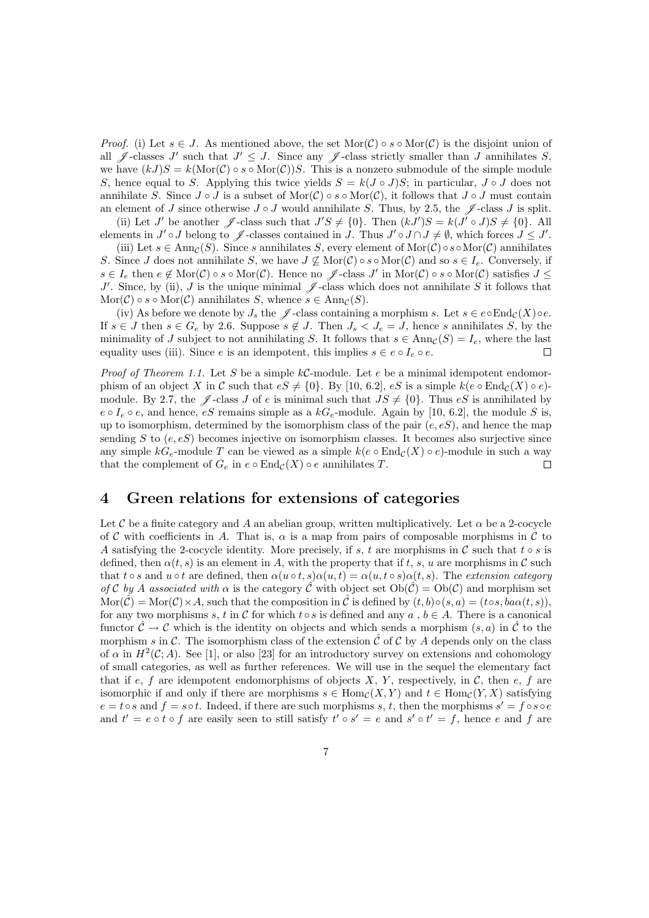*Proof.* (i) Let $s \in J$. As mentioned above, the set $\mathrm{Mor}(\mathcal{C}) \circ s \circ \mathrm{Mor}(\mathcal{C})$ is the disjoint union of all $\mathscr{J}$-classes $J'$ such that $J' \leq J$. Since any $\mathscr{J}$-class strictly smaller than $J$ annihilates $S$, we have $(kJ)S = k(\mathrm{Mor}(\mathcal{C}) \circ s \circ \mathrm{Mor}(\mathcal{C}))S$. This is a nonzero submodule of the simple module $S$, hence equal to $S$. Applying this twice yields $S = k(J \circ J)S$; in particular, $J \circ J$ does not annihilate $S$. Since $J \circ J$ is a subset of $\mathrm{Mor}(\mathcal{C}) \circ s \circ \mathrm{Mor}(\mathcal{C})$, it follows that $J \circ J$ must contain an element of $J$ since otherwise $J \circ J$ would annihilate $S$. Thus, by 2.5, the $\mathscr{J}$-class $J$ is split.

(ii) Let $J'$ be another $\mathscr{J}$-class such that $J'S \neq \{0\}$. Then $(kJ')S = k(J' \circ J)S \neq \{0\}$. All elements in $J' \circ J$ belong to $\mathscr{J}$-classes contained in $J$. Thus $J' \circ J \cap J \neq \emptyset$, which forces $J \leq J'$.

(iii) Let $s \in \mathrm{Ann}_{\mathcal{C}}(S)$. Since $s$ annihilates $S$, every element of $\mathrm{Mor}(\mathcal{C}) \circ s \circ \mathrm{Mor}(\mathcal{C})$ annihilates $S$. Since $J$ does not annihilate $S$, we have $J \not\subseteq \mathrm{Mor}(\mathcal{C}) \circ s \circ \mathrm{Mor}(\mathcal{C})$ and so $s \in I_e$. Conversely, if $s \in I_e$ then $e \notin \mathrm{Mor}(\mathcal{C}) \circ s \circ \mathrm{Mor}(\mathcal{C})$. Hence no $\mathscr{J}$-class $J'$ in $\mathrm{Mor}(\mathcal{C}) \circ s \circ \mathrm{Mor}(\mathcal{C})$ satisfies $J \leq J'$. Since, by (ii), $J$ is the unique minimal $\mathscr{J}$-class which does not annihilate $S$ it follows that $\mathrm{Mor}(\mathcal{C}) \circ s \circ \mathrm{Mor}(\mathcal{C})$ annihilates $S$, whence $s \in \mathrm{Ann}_{\mathcal{C}}(S)$.

(iv) As before we denote by $J_s$ the $\mathscr{J}$-class containing a morphism $s$. Let $s \in e \circ \mathrm{End}_{\mathcal{C}}(X) \circ e$. If $s \in J$ then $s \in G_e$ by 2.6. Suppose $s \notin J$. Then $J_s < J_e = J$, hence $s$ annihilates $S$, by the minimality of $J$ subject to not annihilating $S$. It follows that $s \in \mathrm{Ann}_{\mathcal{C}}(S) = I_e$, where the last equality uses (iii). Since $e$ is an idempotent, this implies $s \in e \circ I_e \circ e$. $\square$

*Proof of Theorem 1.1.* Let $S$ be a simple $k\mathcal{C}$-module. Let $e$ be a minimal idempotent endomorphism of an object $X$ in $\mathcal{C}$ such that $eS \neq \{0\}$. By [10, 6.2], $eS$ is a simple $k(e \circ \mathrm{End}_{\mathcal{C}}(X) \circ e)$-module. By 2.7, the $\mathscr{J}$-class $J$ of $e$ is minimal such that $JS \neq \{0\}$. Thus $eS$ is annihilated by $e \circ I_e \circ e$, and hence, $eS$ remains simple as a $kG_e$-module. Again by [10, 6.2], the module $S$ is, up to isomorphism, determined by the isomorphism class of the pair $(e, eS)$, and hence the map sending $S$ to $(e, eS)$ becomes injective on isomorphism classes. It becomes also surjective since any simple $kG_e$-module $T$ can be viewed as a simple $k(e \circ \mathrm{End}_{\mathcal{C}}(X) \circ e)$-module in such a way that the complement of $G_e$ in $e \circ \mathrm{End}_{\mathcal{C}}(X) \circ e$ annihilates $T$. $\square$

## 4 Green relations for extensions of categories

Let $\mathcal{C}$ be a finite category and $A$ an abelian group, written multiplicatively. Let $\alpha$ be a 2-cocycle of $\mathcal{C}$ with coefficients in $A$. That is, $\alpha$ is a map from pairs of composable morphisms in $\mathcal{C}$ to $A$ satisfying the 2-cocycle identity. More precisely, if $s$, $t$ are morphisms in $\mathcal{C}$ such that $t \circ s$ is defined, then $\alpha(t, s)$ is an element in $A$, with the property that if $t$, $s$, $u$ are morphisms in $\mathcal{C}$ such that $t \circ s$ and $u \circ t$ are defined, then $\alpha(u \circ t, s)\alpha(u, t) = \alpha(u, t \circ s)\alpha(t, s)$. The *extension category of $\mathcal{C}$ by $A$ associated with $\alpha$* is the category $\hat{\mathcal{C}}$ with object set $\mathrm{Ob}(\hat{\mathcal{C}}) = \mathrm{Ob}(\mathcal{C})$ and morphism set $\mathrm{Mor}(\hat{\mathcal{C}}) = \mathrm{Mor}(\mathcal{C}) \times A$, such that the composition in $\hat{\mathcal{C}}$ is defined by $(t, b) \circ (s, a) = (t \circ s, ba\alpha(t, s))$, for any two morphisms $s$, $t$ in $\mathcal{C}$ for which $t \circ s$ is defined and any $a$ , $b \in A$. There is a canonical functor $\hat{\mathcal{C}} \to \mathcal{C}$ which is the identity on objects and which sends a morphism $(s, a)$ in $\hat{\mathcal{C}}$ to the morphism $s$ in $\mathcal{C}$. The isomorphism class of the extension $\hat{\mathcal{C}}$ of $\mathcal{C}$ by $A$ depends only on the class of $\alpha$ in $H^2(\mathcal{C}; A)$. See [1], or also [23] for an introductory survey on extensions and cohomology of small categories, as well as further references. We will use in the sequel the elementary fact that if $e$, $f$ are idempotent endomorphisms of objects $X$, $Y$, respectively, in $\mathcal{C}$, then $e$, $f$ are isomorphic if and only if there are morphisms $s \in \mathrm{Hom}_{\mathcal{C}}(X, Y)$ and $t \in \mathrm{Hom}_{\mathcal{C}}(Y, X)$ satisfying $e = t \circ s$ and $f = s \circ t$. Indeed, if there are such morphisms $s$, $t$, then the morphisms $s' = f \circ s \circ e$ and $t' = e \circ t \circ f$ are easily seen to still satisfy $t' \circ s' = e$ and $s' \circ t' = f$, hence $e$ and $f$ are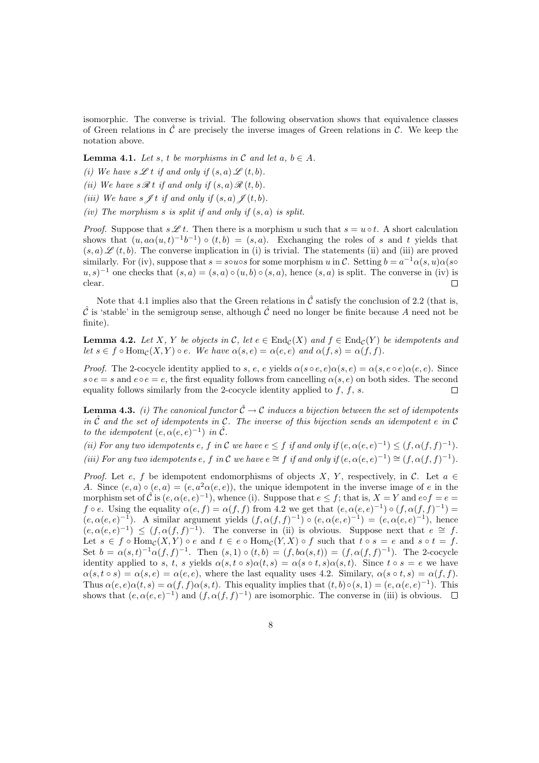isomorphic. The converse is trivial. The following observation shows that equivalence classes of Green relations in $\hat{\mathcal{C}}$ are precisely the inverse images of Green relations in $\mathcal{C}$. We keep the notation above.

**Lemma 4.1.** *Let $s$, $t$ be morphisms in $\mathcal{C}$ and let $a$, $b \in A$.*

*(i) We have $s \mathscr{L} t$ if and only if $(s,a) \mathscr{L} (t,b)$.*

*(ii) We have $s \mathscr{R} t$ if and only if $(s,a) \mathscr{R} (t,b)$.*

*(iii) We have $s \mathscr{J} t$ if and only if $(s,a) \mathscr{J} (t,b)$.*

*(iv) The morphism $s$ is split if and only if $(s,a)$ is split.*

*Proof.* Suppose that $s \mathscr{L} t$. Then there is a morphism $u$ such that $s = u \circ t$. A short calculation shows that $(u, a\alpha(u,t)^{-1}b^{-1}) \circ (t,b) = (s,a)$. Exchanging the roles of $s$ and $t$ yields that $(s,a) \mathscr{L} (t,b)$. The converse implication in (i) is trivial. The statements (ii) and (iii) are proved similarly. For (iv), suppose that $s = s \circ u \circ s$ for some morphism $u$ in $\mathcal{C}$. Setting $b = a^{-1}\alpha(s,u)\alpha(s \circ u, s)^{-1}$ one checks that $(s,a) = (s,a) \circ (u,b) \circ (s,a)$, hence $(s,a)$ is split. The converse in (iv) is clear. $\square$

Note that 4.1 implies also that the Green relations in $\hat{\mathcal{C}}$ satisfy the conclusion of 2.2 (that is, $\hat{\mathcal{C}}$ is 'stable' in the semigroup sense, although $\hat{\mathcal{C}}$ need no longer be finite because $A$ need not be finite).

**Lemma 4.2.** *Let $X$, $Y$ be objects in $\mathcal{C}$, let $e \in \mathrm{End}_{\mathcal{C}}(X)$ and $f \in \mathrm{End}_{\mathcal{C}}(Y)$ be idempotents and let $s \in f \circ \mathrm{Hom}_{\mathcal{C}}(X,Y) \circ e$. We have $\alpha(s,e) = \alpha(e,e)$ and $\alpha(f,s) = \alpha(f,f)$.*

*Proof.* The 2-cocycle identity applied to $s$, $e$, $e$ yields $\alpha(s \circ e, e)\alpha(s,e) = \alpha(s, e \circ e)\alpha(e,e)$. Since $s \circ e = s$ and $e \circ e = e$, the first equality follows from cancelling $\alpha(s,e)$ on both sides. The second equality follows similarly from the 2-cocycle identity applied to $f$, $f$, $s$. $\square$

**Lemma 4.3.** *(i) The canonical functor $\hat{\mathcal{C}} \to \mathcal{C}$ induces a bijection between the set of idempotents in $\hat{\mathcal{C}}$ and the set of idempotents in $\mathcal{C}$. The inverse of this bijection sends an idempotent $e$ in $\mathcal{C}$ to the idempotent $(e, \alpha(e,e)^{-1})$ in $\hat{\mathcal{C}}$.*

*(ii) For any two idempotents $e$, $f$ in $\mathcal{C}$ we have $e \leq f$ if and only if $(e, \alpha(e,e)^{-1}) \leq (f, \alpha(f,f)^{-1})$.*

*(iii) For any two idempotents $e$, $f$ in $\mathcal{C}$ we have $e \cong f$ if and only if $(e, \alpha(e,e)^{-1}) \cong (f, \alpha(f,f)^{-1})$.*

*Proof.* Let $e$, $f$ be idempotent endomorphisms of objects $X$, $Y$, respectively, in $\mathcal{C}$. Let $a \in A$. Since $(e,a) \circ (e,a) = (e, a^2\alpha(e,e))$, the unique idempotent in the inverse image of $e$ in the morphism set of $\hat{\mathcal{C}}$ is $(e, \alpha(e,e)^{-1})$, whence (i). Suppose that $e \leq f$; that is, $X = Y$ and $e \circ f = e = f \circ e$. Using the equality $\alpha(e,f) = \alpha(f,f)$ from 4.2 we get that $(e, \alpha(e,e)^{-1}) \circ (f, \alpha(f,f)^{-1}) = (e, \alpha(e,e)^{-1})$. A similar argument yields $(f, \alpha(f,f)^{-1}) \circ (e, \alpha(e,e)^{-1}) = (e, \alpha(e,e)^{-1})$, hence $(e, \alpha(e,e)^{-1}) \leq (f, \alpha(f,f)^{-1})$. The converse in (ii) is obvious. Suppose next that $e \cong f$. Let $s \in f \circ \mathrm{Hom}_{\mathcal{C}}(X,Y) \circ e$ and $t \in e \circ \mathrm{Hom}_{\mathcal{C}}(Y,X) \circ f$ such that $t \circ s = e$ and $s \circ t = f$. Set $b = \alpha(s,t)^{-1}\alpha(f,f)^{-1}$. Then $(s,1) \circ (t,b) = (f, b\alpha(s,t)) = (f, \alpha(f,f)^{-1})$. The 2-cocycle identity applied to $s$, $t$, $s$ yields $\alpha(s, t \circ s)\alpha(t,s) = \alpha(s \circ t, s)\alpha(s,t)$. Since $t \circ s = e$ we have $\alpha(s, t \circ s) = \alpha(s,e) = \alpha(e,e)$, where the last equality uses 4.2. Similary, $\alpha(s \circ t, s) = \alpha(f,f)$. Thus $\alpha(e,e)\alpha(t,s) = \alpha(f,f)\alpha(s,t)$. This equality implies that $(t,b) \circ (s,1) = (e, \alpha(e,e)^{-1})$. This shows that $(e, \alpha(e,e)^{-1})$ and $(f, \alpha(f,f)^{-1})$ are isomorphic. The converse in (iii) is obvious. $\square$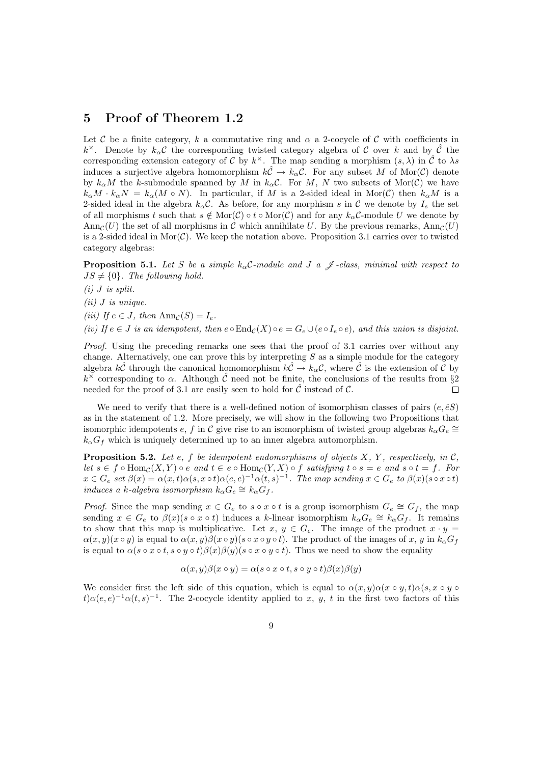## 5 Proof of Theorem 1.2

Let $\mathcal{C}$ be a finite category, $k$ a commutative ring and $\alpha$ a 2-cocycle of $\mathcal{C}$ with coefficients in $k^\times$. Denote by $k_\alpha\mathcal{C}$ the corresponding twisted category algebra of $\mathcal{C}$ over $k$ and by $\hat{\mathcal{C}}$ the corresponding extension category of $\mathcal{C}$ by $k^\times$. The map sending a morphism $(s, \lambda)$ in $\hat{\mathcal{C}}$ to $\lambda s$ induces a surjective algebra homomorphism $k\hat{\mathcal{C}} \to k_\alpha\mathcal{C}$. For any subset $M$ of $\mathrm{Mor}(\mathcal{C})$ denote by $k_\alpha M$ the $k$-submodule spanned by $M$ in $k_\alpha\mathcal{C}$. For $M$, $N$ two subsets of $\mathrm{Mor}(\mathcal{C})$ we have $k_\alpha M \cdot k_\alpha N = k_\alpha(M \circ N)$. In particular, if $M$ is a 2-sided ideal in $\mathrm{Mor}(\mathcal{C})$ then $k_\alpha M$ is a 2-sided ideal in the algebra $k_\alpha\mathcal{C}$. As before, for any morphism $s$ in $\mathcal{C}$ we denote by $I_s$ the set of all morphisms $t$ such that $s \notin \mathrm{Mor}(\mathcal{C}) \circ t \circ \mathrm{Mor}(\mathcal{C})$ and for any $k_\alpha\mathcal{C}$-module $U$ we denote by $\mathrm{Ann}_\mathcal{C}(U)$ the set of all morphisms in $\mathcal{C}$ which annihilate $U$. By the previous remarks, $\mathrm{Ann}_\mathcal{C}(U)$ is a 2-sided ideal in $\mathrm{Mor}(\mathcal{C})$. We keep the notation above. Proposition 3.1 carries over to twisted category algebras:

**Proposition 5.1.** *Let $S$ be a simple $k_\alpha\mathcal{C}$-module and $J$ a $\mathscr{J}$-class, minimal with respect to $JS \neq \{0\}$. The following hold.*

*(i) $J$ is split.*

*(ii) $J$ is unique.*

*(iii) If $e \in J$, then $\mathrm{Ann}_\mathcal{C}(S) = I_e$.*

*(iv) If $e \in J$ is an idempotent, then $e \circ \mathrm{End}_\mathcal{C}(X) \circ e = G_e \cup (e \circ I_e \circ e)$, and this union is disjoint.*

*Proof.* Using the preceding remarks one sees that the proof of 3.1 carries over without any change. Alternatively, one can prove this by interpreting $S$ as a simple module for the category algebra $k\hat{\mathcal{C}}$ through the canonical homomorphism $k\hat{\mathcal{C}} \to k_\alpha\mathcal{C}$, where $\hat{\mathcal{C}}$ is the extension of $\mathcal{C}$ by $k^\times$ corresponding to $\alpha$. Although $\hat{\mathcal{C}}$ need not be finite, the conclusions of the results from §2 needed for the proof of 3.1 are easily seen to hold for $\hat{\mathcal{C}}$ instead of $\mathcal{C}$. $\square$

We need to verify that there is a well-defined notion of isomorphism classes of pairs $(e, \hat{e}S)$ as in the statement of 1.2. More precisely, we will show in the following two Propositions that isomorphic idempotents $e$, $f$ in $\mathcal{C}$ give rise to an isomorphism of twisted group algebras $k_\alpha G_e \cong k_\alpha G_f$ which is uniquely determined up to an inner algebra automorphism.

**Proposition 5.2.** *Let $e$, $f$ be idempotent endomorphisms of objects $X$, $Y$, respectively, in $\mathcal{C}$, let $s \in f \circ \mathrm{Hom}_\mathcal{C}(X, Y) \circ e$ and $t \in e \circ \mathrm{Hom}_\mathcal{C}(Y, X) \circ f$ satisfying $t \circ s = e$ and $s \circ t = f$. For $x \in G_e$ set $\beta(x) = \alpha(x, t)\alpha(s, x \circ t)\alpha(e, e)^{-1}\alpha(t, s)^{-1}$. The map sending $x \in G_e$ to $\beta(x)(s \circ x \circ t)$ induces a $k$-algebra isomorphism $k_\alpha G_e \cong k_\alpha G_f$.*

*Proof.* Since the map sending $x \in G_e$ to $s \circ x \circ t$ is a group isomorphism $G_e \cong G_f$, the map sending $x \in G_e$ to $\beta(x)(s \circ x \circ t)$ induces a $k$-linear isomorphism $k_\alpha G_e \cong k_\alpha G_f$. It remains to show that this map is multiplicative. Let $x$, $y \in G_e$. The image of the product $x \cdot y = \alpha(x, y)(x \circ y)$ is equal to $\alpha(x, y)\beta(x \circ y)(s \circ x \circ y \circ t)$. The product of the images of $x$, $y$ in $k_\alpha G_f$ is equal to $\alpha(s \circ x \circ t, s \circ y \circ t)\beta(x)\beta(y)(s \circ x \circ y \circ t)$. Thus we need to show the equality

$$\alpha(x, y)\beta(x \circ y) = \alpha(s \circ x \circ t, s \circ y \circ t)\beta(x)\beta(y)$$

We consider first the left side of this equation, which is equal to $\alpha(x, y)\alpha(x \circ y, t)\alpha(s, x \circ y \circ t)\alpha(e, e)^{-1}\alpha(t, s)^{-1}$. The 2-cocycle identity applied to $x$, $y$, $t$ in the first two factors of this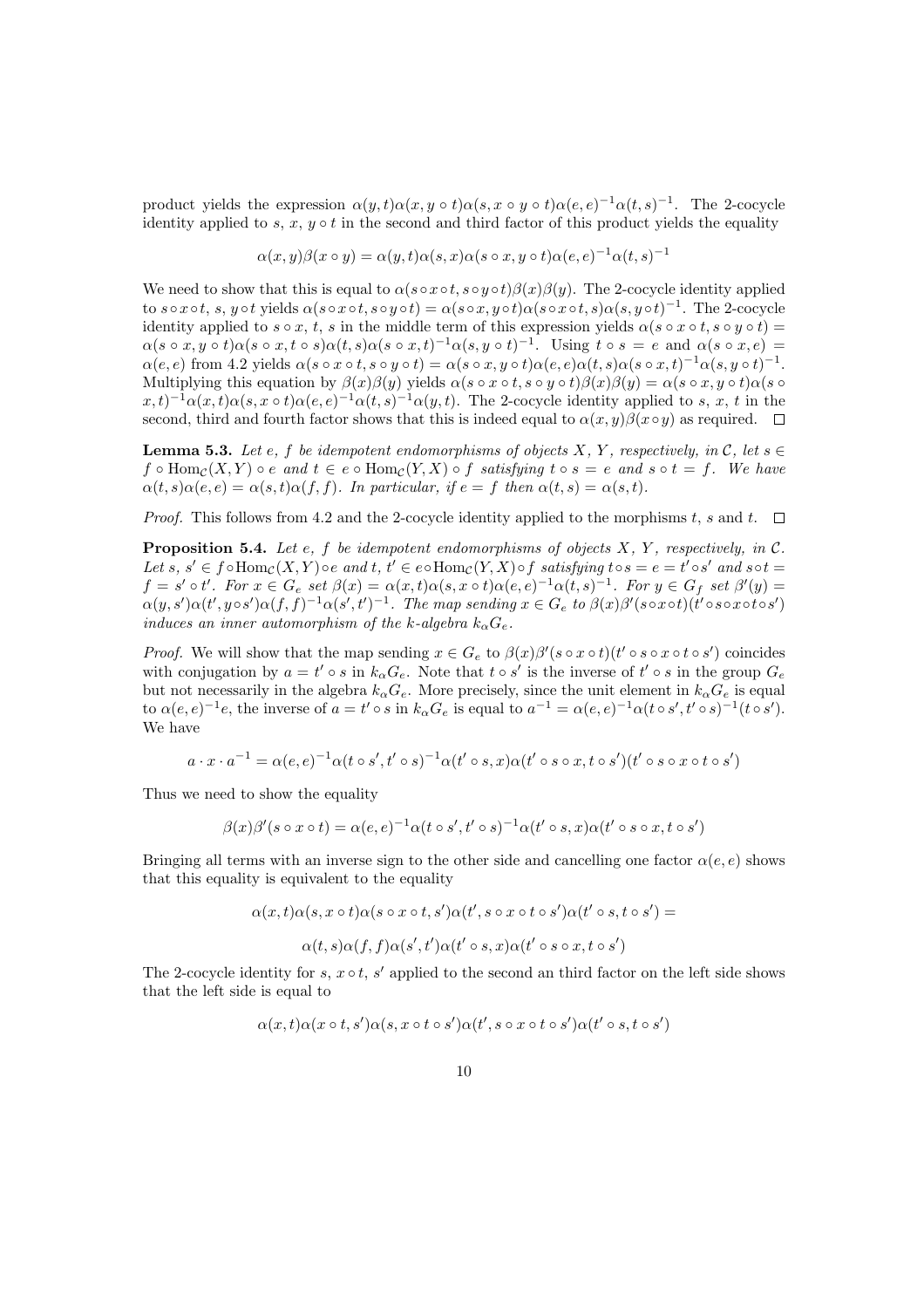product yields the expression $\alpha(y,t)\alpha(x,y\circ t)\alpha(s,x\circ y\circ t)\alpha(e,e)^{-1}\alpha(t,s)^{-1}$. The 2-cocycle identity applied to $s$, $x$, $y\circ t$ in the second and third factor of this product yields the equality

$$\alpha(x,y)\beta(x\circ y) = \alpha(y,t)\alpha(s,x)\alpha(s\circ x,y\circ t)\alpha(e,e)^{-1}\alpha(t,s)^{-1}$$

We need to show that this is equal to $\alpha(s\circ x\circ t, s\circ y\circ t)\beta(x)\beta(y)$. The 2-cocycle identity applied to $s\circ x\circ t$, $s$, $y\circ t$ yields $\alpha(s\circ x\circ t, s\circ y\circ t) = \alpha(s\circ x, y\circ t)\alpha(s\circ x\circ t, s)\alpha(s, y\circ t)^{-1}$. The 2-cocycle identity applied to $s\circ x$, $t$, $s$ in the middle term of this expression yields $\alpha(s\circ x\circ t, s\circ y\circ t) = \alpha(s\circ x, y\circ t)\alpha(s\circ x, t\circ s)\alpha(t,s)\alpha(s\circ x,t)^{-1}\alpha(s,y\circ t)^{-1}$. Using $t\circ s = e$ and $\alpha(s\circ x, e) = \alpha(e,e)$ from 4.2 yields $\alpha(s\circ x\circ t, s\circ y\circ t) = \alpha(s\circ x, y\circ t)\alpha(e,e)\alpha(t,s)\alpha(s\circ x,t)^{-1}\alpha(s,y\circ t)^{-1}$. Multiplying this equation by $\beta(x)\beta(y)$ yields $\alpha(s\circ x\circ t, s\circ y\circ t)\beta(x)\beta(y) = \alpha(s\circ x, y\circ t)\alpha(s\circ x,t)^{-1}\alpha(x,t)\alpha(s,x\circ t)\alpha(e,e)^{-1}\alpha(t,s)^{-1}\alpha(y,t)$. The 2-cocycle identity applied to $s$, $x$, $t$ in the second, third and fourth factor shows that this is indeed equal to $\alpha(x,y)\beta(x\circ y)$ as required. $\square$

**Lemma 5.3.** *Let $e$, $f$ be idempotent endomorphisms of objects $X$, $Y$, respectively, in $\mathcal{C}$, let $s\in f\circ \mathrm{Hom}_{\mathcal{C}}(X,Y)\circ e$ and $t\in e\circ \mathrm{Hom}_{\mathcal{C}}(Y,X)\circ f$ satisfying $t\circ s = e$ and $s\circ t = f$. We have $\alpha(t,s)\alpha(e,e) = \alpha(s,t)\alpha(f,f)$. In particular, if $e=f$ then $\alpha(t,s) = \alpha(s,t)$.*

*Proof.* This follows from 4.2 and the 2-cocycle identity applied to the morphisms $t$, $s$ and $t$. $\square$

**Proposition 5.4.** *Let $e$, $f$ be idempotent endomorphisms of objects $X$, $Y$, respectively, in $\mathcal{C}$. Let $s$, $s'\in f\circ\mathrm{Hom}_{\mathcal{C}}(X,Y)\circ e$ and $t$, $t'\in e\circ\mathrm{Hom}_{\mathcal{C}}(Y,X)\circ f$ satisfying $t\circ s = e = t'\circ s'$ and $s\circ t = f = s'\circ t'$. For $x\in G_e$ set $\beta(x) = \alpha(x,t)\alpha(s,x\circ t)\alpha(e,e)^{-1}\alpha(t,s)^{-1}$. For $y\in G_f$ set $\beta'(y) = \alpha(y,s')\alpha(t',y\circ s')\alpha(f,f)^{-1}\alpha(s',t')^{-1}$. The map sending $x\in G_e$ to $\beta(x)\beta'(s\circ x\circ t)(t'\circ s\circ x\circ t\circ s')$ induces an inner automorphism of the $k$-algebra $k_\alpha G_e$.*

*Proof.* We will show that the map sending $x\in G_e$ to $\beta(x)\beta'(s\circ x\circ t)(t'\circ s\circ x\circ t\circ s')$ coincides with conjugation by $a = t'\circ s$ in $k_\alpha G_e$. Note that $t\circ s'$ is the inverse of $t'\circ s$ in the group $G_e$ but not necessarily in the algebra $k_\alpha G_e$. More precisely, since the unit element in $k_\alpha G_e$ is equal to $\alpha(e,e)^{-1}e$, the inverse of $a = t'\circ s$ in $k_\alpha G_e$ is equal to $a^{-1} = \alpha(e,e)^{-1}\alpha(t\circ s', t'\circ s)^{-1}(t\circ s')$. We have

$$a\cdot x\cdot a^{-1} = \alpha(e,e)^{-1}\alpha(t\circ s', t'\circ s)^{-1}\alpha(t'\circ s, x)\alpha(t'\circ s\circ x, t\circ s')(t'\circ s\circ x\circ t\circ s')$$

Thus we need to show the equality

$$\beta(x)\beta'(s\circ x\circ t) = \alpha(e,e)^{-1}\alpha(t\circ s', t'\circ s)^{-1}\alpha(t'\circ s, x)\alpha(t'\circ s\circ x, t\circ s')$$

Bringing all terms with an inverse sign to the other side and cancelling one factor $\alpha(e,e)$ shows that this equality is equivalent to the equality

$$\alpha(x,t)\alpha(s,x\circ t)\alpha(s\circ x\circ t, s')\alpha(t', s\circ x\circ t\circ s')\alpha(t'\circ s, t\circ s') =$$

$$\alpha(t,s)\alpha(f,f)\alpha(s',t')\alpha(t'\circ s, x)\alpha(t'\circ s\circ x, t\circ s')$$

The 2-cocycle identity for $s$, $x\circ t$, $s'$ applied to the second an third factor on the left side shows that the left side is equal to

$$\alpha(x,t)\alpha(x\circ t, s')\alpha(s, x\circ t\circ s')\alpha(t', s\circ x\circ t\circ s')\alpha(t'\circ s, t\circ s')$$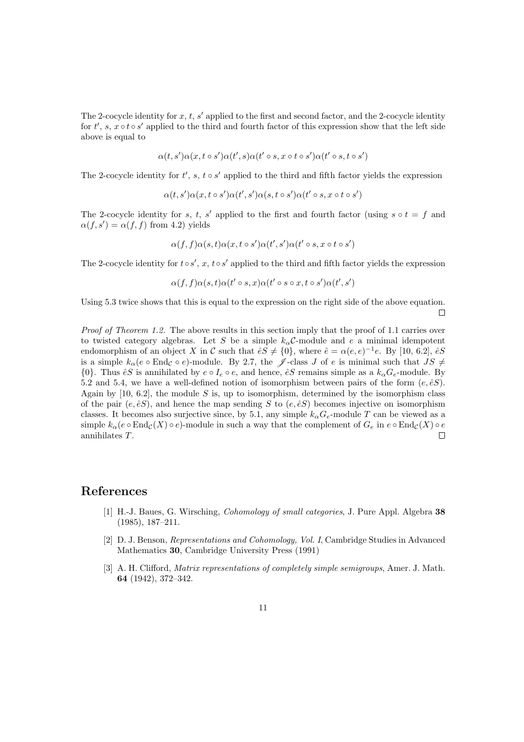The 2-cocycle identity for $x$, $t$, $s'$ applied to the first and second factor, and the 2-cocycle identity for $t'$, $s$, $x \circ t \circ s'$ applied to the third and fourth factor of this expression show that the left side above is equal to

$$\alpha(t, s')\alpha(x, t \circ s')\alpha(t', s)\alpha(t' \circ s, x \circ t \circ s')\alpha(t' \circ s, t \circ s')$$

The 2-cocycle identity for $t'$, $s$, $t \circ s'$ applied to the third and fifth factor yields the expression

$$\alpha(t, s')\alpha(x, t \circ s')\alpha(t', s')\alpha(s, t \circ s')\alpha(t' \circ s, x \circ t \circ s')$$

The 2-cocycle identity for $s$, $t$, $s'$ applied to the first and fourth factor (using $s \circ t = f$ and $\alpha(f, s') = \alpha(f, f)$ from 4.2) yields

$$\alpha(f, f)\alpha(s, t)\alpha(x, t \circ s')\alpha(t', s')\alpha(t' \circ s, x \circ t \circ s')$$

The 2-cocycle identity for $t \circ s'$, $x$, $t \circ s'$ applied to the third and fifth factor yields the expression

$$\alpha(f, f)\alpha(s, t)\alpha(t' \circ s, x)\alpha(t' \circ s \circ x, t \circ s')\alpha(t', s')$$

Using 5.3 twice shows that this is equal to the expression on the right side of the above equation. □

*Proof of Theorem 1.2.* The above results in this section imply that the proof of 1.1 carries over to twisted category algebras. Let $S$ be a simple $k_\alpha\mathcal{C}$-module and $e$ a minimal idempotent endomorphism of an object $X$ in $\mathcal{C}$ such that $\hat{e}S \neq \{0\}$, where $\hat{e} = \alpha(e, e)^{-1}e$. By [10, 6.2], $\hat{e}S$ is a simple $k_\alpha(e \circ \mathrm{End}_\mathcal{C} \circ e)$-module. By 2.7, the $\mathscr{J}$-class $J$ of $e$ is minimal such that $JS \neq \{0\}$. Thus $\hat{e}S$ is annihilated by $e \circ I_e \circ e$, and hence, $\hat{e}S$ remains simple as a $k_\alpha G_e$-module. By 5.2 and 5.4, we have a well-defined notion of isomorphism between pairs of the form $(e, \hat{e}S)$. Again by [10, 6.2], the module $S$ is, up to isomorphism, determined by the isomorphism class of the pair $(e, \hat{e}S)$, and hence the map sending $S$ to $(e, \hat{e}S)$ becomes injective on isomorphism classes. It becomes also surjective since, by 5.1, any simple $k_\alpha G_e$-module $T$ can be viewed as a simple $k_\alpha(e \circ \mathrm{End}_\mathcal{C}(X) \circ e)$-module in such a way that the complement of $G_e$ in $e \circ \mathrm{End}_\mathcal{C}(X) \circ e$ annihilates $T$. □

# References

[1] H.-J. Baues, G. Wirsching, *Cohomology of small categories*, J. Pure Appl. Algebra **38** (1985), 187–211.

[2] D. J. Benson, *Representations and Cohomology, Vol. I*, Cambridge Studies in Advanced Mathematics **30**, Cambridge University Press (1991)

[3] A. H. Clifford, *Matrix representations of completely simple semigroups*, Amer. J. Math. **64** (1942), 372–342.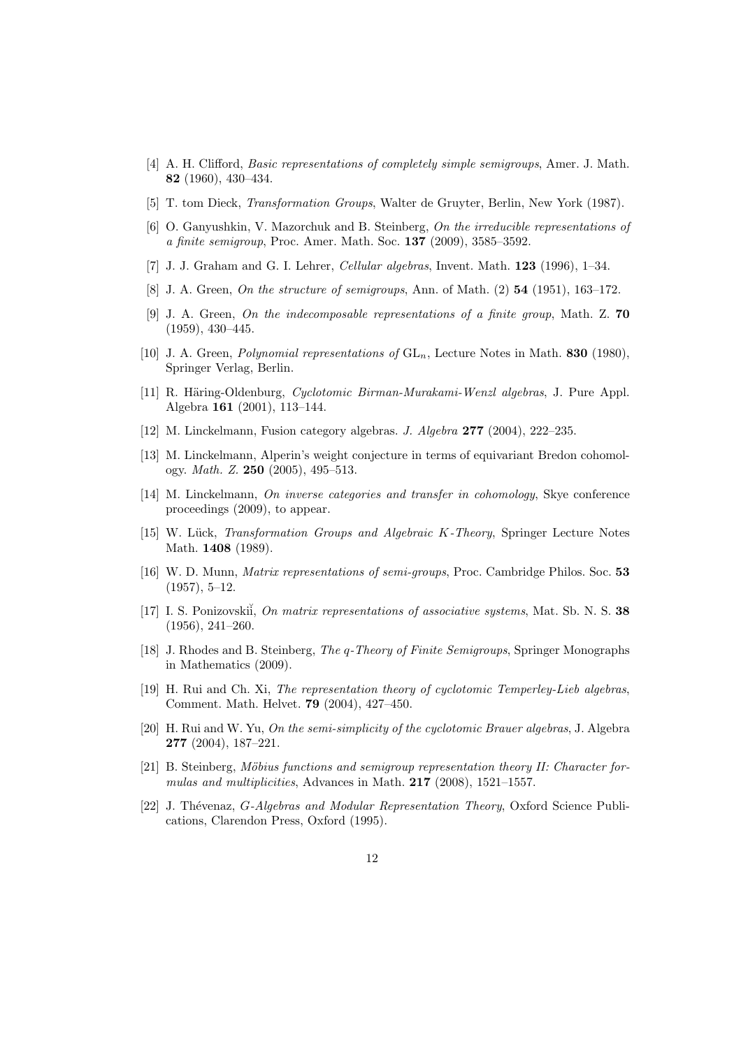[4] A. H. Clifford, *Basic representations of completely simple semigroups*, Amer. J. Math. **82** (1960), 430–434.

[5] T. tom Dieck, *Transformation Groups*, Walter de Gruyter, Berlin, New York (1987).

[6] O. Ganyushkin, V. Mazorchuk and B. Steinberg, *On the irreducible representations of a finite semigroup*, Proc. Amer. Math. Soc. **137** (2009), 3585–3592.

[7] J. J. Graham and G. I. Lehrer, *Cellular algebras*, Invent. Math. **123** (1996), 1–34.

[8] J. A. Green, *On the structure of semigroups*, Ann. of Math. (2) **54** (1951), 163–172.

[9] J. A. Green, *On the indecomposable representations of a finite group*, Math. Z. **70** (1959), 430–445.

[10] J. A. Green, *Polynomial representations of* $\mathrm{GL}_n$, Lecture Notes in Math. **830** (1980), Springer Verlag, Berlin.

[11] R. Häring-Oldenburg, *Cyclotomic Birman-Murakami-Wenzl algebras*, J. Pure Appl. Algebra **161** (2001), 113–144.

[12] M. Linckelmann, Fusion category algebras. *J. Algebra* **277** (2004), 222–235.

[13] M. Linckelmann, Alperin's weight conjecture in terms of equivariant Bredon cohomology. *Math. Z.* **250** (2005), 495–513.

[14] M. Linckelmann, *On inverse categories and transfer in cohomology*, Skye conference proceedings (2009), to appear.

[15] W. Lück, *Transformation Groups and Algebraic $K$-Theory*, Springer Lecture Notes Math. **1408** (1989).

[16] W. D. Munn, *Matrix representations of semi-groups*, Proc. Cambridge Philos. Soc. **53** (1957), 5–12.

[17] I. S. Ponizovskiĭ, *On matrix representations of associative systems*, Mat. Sb. N. S. **38** (1956), 241–260.

[18] J. Rhodes and B. Steinberg, *The $q$-Theory of Finite Semigroups*, Springer Monographs in Mathematics (2009).

[19] H. Rui and Ch. Xi, *The representation theory of cyclotomic Temperley-Lieb algebras*, Comment. Math. Helvet. **79** (2004), 427–450.

[20] H. Rui and W. Yu, *On the semi-simplicity of the cyclotomic Brauer algebras*, J. Algebra **277** (2004), 187–221.

[21] B. Steinberg, *Möbius functions and semigroup representation theory II: Character formulas and multiplicities*, Advances in Math. **217** (2008), 1521–1557.

[22] J. Thévenaz, *G-Algebras and Modular Representation Theory*, Oxford Science Publications, Clarendon Press, Oxford (1995).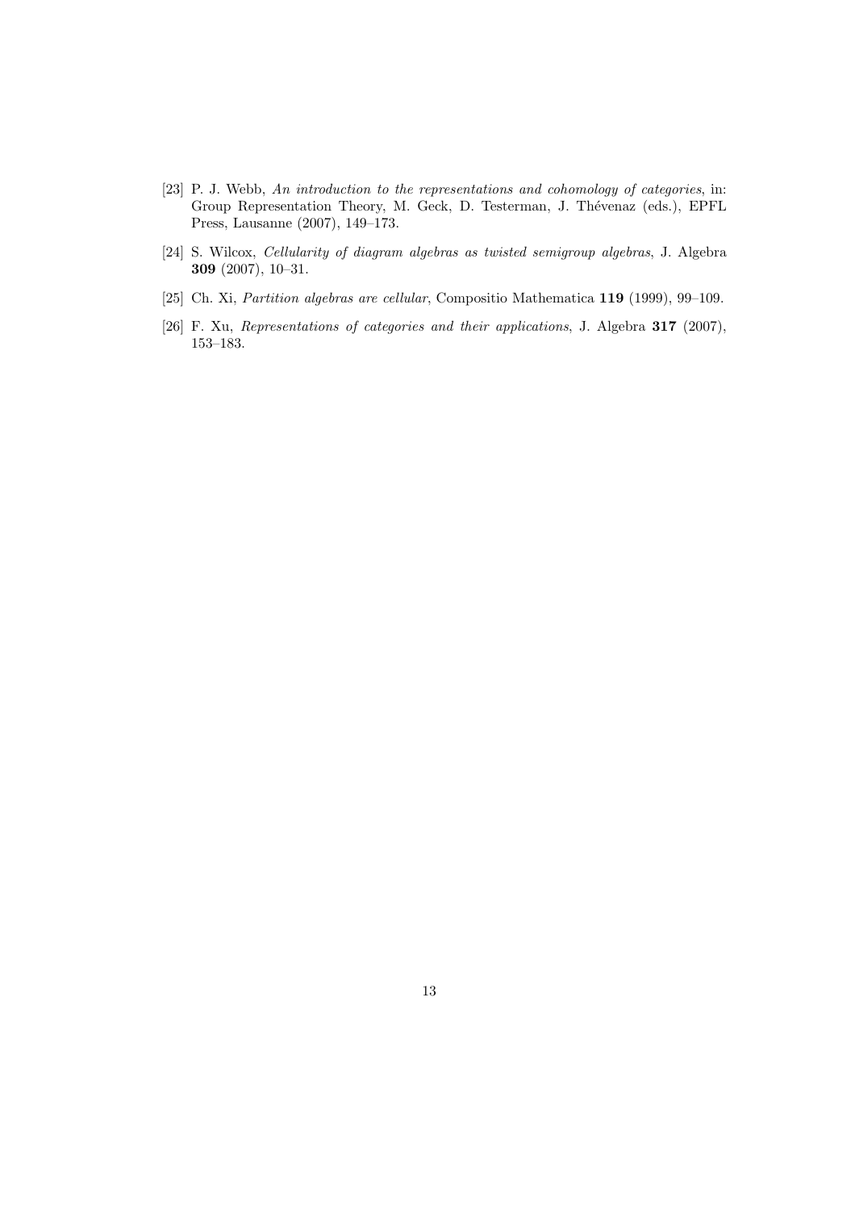[23] P. J. Webb, *An introduction to the representations and cohomology of categories*, in: Group Representation Theory, M. Geck, D. Testerman, J. Thévenaz (eds.), EPFL Press, Lausanne (2007), 149–173.

[24] S. Wilcox, *Cellularity of diagram algebras as twisted semigroup algebras*, J. Algebra **309** (2007), 10–31.

[25] Ch. Xi, *Partition algebras are cellular*, Compositio Mathematica **119** (1999), 99–109.

[26] F. Xu, *Representations of categories and their applications*, J. Algebra **317** (2007), 153–183.